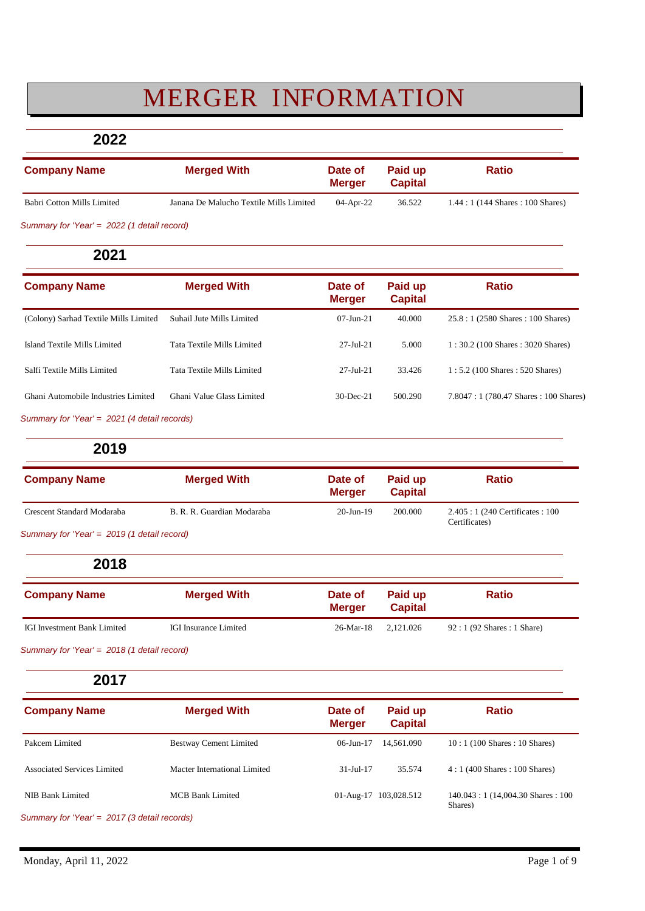# MERGER INFORMATION

## 2022

| Company Name | Merged With | Date of Merger | Paid up Capital | Ratio |
|---|---|---|---|---|
| Babri Cotton Mills Limited | Janana De Malucho Textile Mills Limited | 04-Apr-22 | 36.522 | 1.44 : 1 (144 Shares : 100 Shares) |

*Summary for 'Year' = 2022 (1 detail record)*

## 2021

| Company Name | Merged With | Date of Merger | Paid up Capital | Ratio |
|---|---|---|---|---|
| (Colony) Sarhad Textile Mills Limited | Suhail Jute Mills Limited | 07-Jun-21 | 40.000 | 25.8 : 1 (2580 Shares : 100 Shares) |
| Island Textile Mills Limited | Tata Textile Mills Limited | 27-Jul-21 | 5.000 | 1 : 30.2 (100 Shares : 3020 Shares) |
| Salfi Textile Mills Limited | Tata Textile Mills Limited | 27-Jul-21 | 33.426 | 1 : 5.2 (100 Shares : 520 Shares) |
| Ghani Automobile Industries Limited | Ghani Value Glass Limited | 30-Dec-21 | 500.290 | 7.8047 : 1 (780.47 Shares : 100 Shares) |

*Summary for 'Year' = 2021 (4 detail records)*

## 2019

| Company Name | Merged With | Date of Merger | Paid up Capital | Ratio |
|---|---|---|---|---|
| Crescent Standard Modaraba | B. R. R. Guardian Modaraba | 20-Jun-19 | 200.000 | 2.405 : 1 (240 Certificates : 100 Certificates) |

*Summary for 'Year' = 2019 (1 detail record)*

## 2018

| Company Name | Merged With | Date of Merger | Paid up Capital | Ratio |
|---|---|---|---|---|
| IGI Investment Bank Limited | IGI Insurance Limited | 26-Mar-18 | 2,121.026 | 92 : 1 (92 Shares : 1 Share) |

*Summary for 'Year' = 2018 (1 detail record)*

## 2017

| Company Name | Merged With | Date of Merger | Paid up Capital | Ratio |
|---|---|---|---|---|
| Pakcem Limited | Bestway Cement Limited | 06-Jun-17 | 14,561.090 | 10 : 1 (100 Shares : 10 Shares) |
| Associated Services Limited | Macter International Limited | 31-Jul-17 | 35.574 | 4 : 1 (400 Shares : 100 Shares) |
| NIB Bank Limited | MCB Bank Limited | 01-Aug-17 | 103,028.512 | 140.043 : 1 (14,004.30 Shares : 100 Shares) |

*Summary for 'Year' = 2017 (3 detail records)*

Monday, April 11, 2022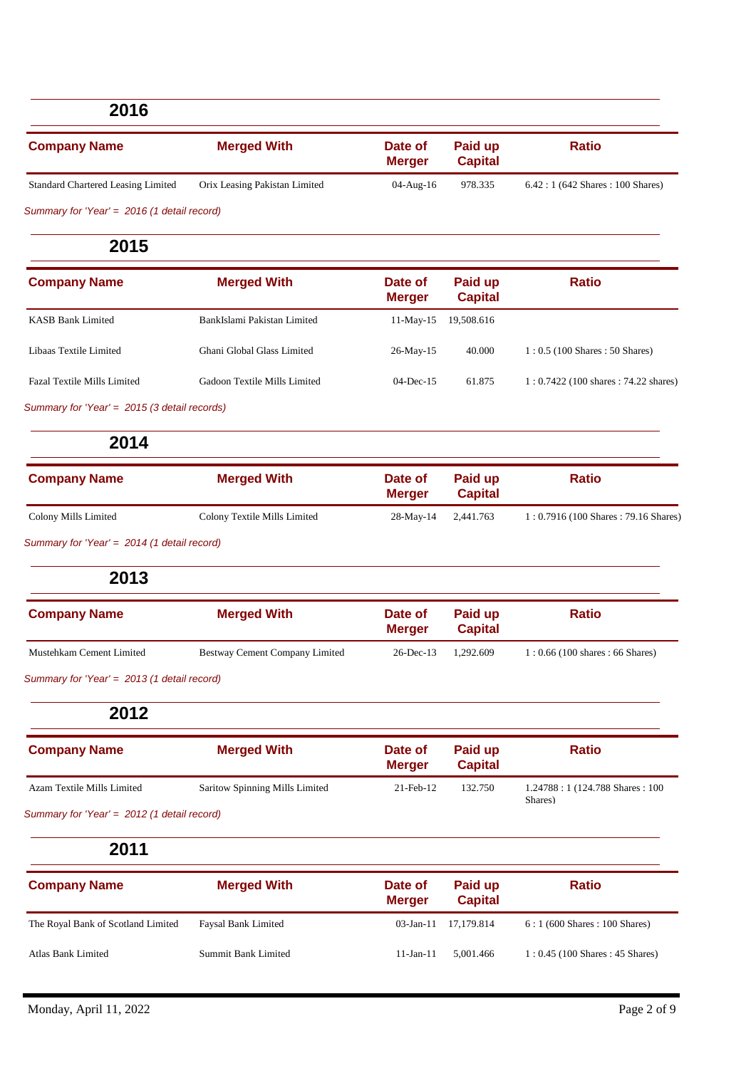## 2016

| Company Name | Merged With | Date of Merger | Paid up Capital | Ratio |
|---|---|---|---|---|
| Standard Chartered Leasing Limited | Orix Leasing Pakistan Limited | 04-Aug-16 | 978.335 | 6.42 : 1 (642 Shares : 100 Shares) |

*Summary for 'Year' = 2016 (1 detail record)*

## 2015

| Company Name | Merged With | Date of Merger | Paid up Capital | Ratio |
|---|---|---|---|---|
| KASB Bank Limited | BankIslami Pakistan Limited | 11-May-15 | 19,508.616 | |
| Libaas Textile Limited | Ghani Global Glass Limited | 26-May-15 | 40.000 | 1 : 0.5 (100 Shares : 50 Shares) |
| Fazal Textile Mills Limited | Gadoon Textile Mills Limited | 04-Dec-15 | 61.875 | 1 : 0.7422 (100 shares : 74.22 shares) |

*Summary for 'Year' = 2015 (3 detail records)*

## 2014

| Company Name | Merged With | Date of Merger | Paid up Capital | Ratio |
|---|---|---|---|---|
| Colony Mills Limited | Colony Textile Mills Limited | 28-May-14 | 2,441.763 | 1 : 0.7916 (100 Shares : 79.16 Shares) |

*Summary for 'Year' = 2014 (1 detail record)*

## 2013

| Company Name | Merged With | Date of Merger | Paid up Capital | Ratio |
|---|---|---|---|---|
| Mustehkam Cement Limited | Bestway Cement Company Limited | 26-Dec-13 | 1,292.609 | 1 : 0.66 (100 shares : 66 Shares) |

*Summary for 'Year' = 2013 (1 detail record)*

## 2012

| Company Name | Merged With | Date of Merger | Paid up Capital | Ratio |
|---|---|---|---|---|
| Azam Textile Mills Limited | Saritow Spinning Mills Limited | 21-Feb-12 | 132.750 | 1.24788 : 1 (124.788 Shares : 100 Shares) |

*Summary for 'Year' = 2012 (1 detail record)*

## 2011

| Company Name | Merged With | Date of Merger | Paid up Capital | Ratio |
|---|---|---|---|---|
| The Royal Bank of Scotland Limited | Faysal Bank Limited | 03-Jan-11 | 17,179.814 | 6 : 1 (600 Shares : 100 Shares) |
| Atlas Bank Limited | Summit Bank Limited | 11-Jan-11 | 5,001.466 | 1 : 0.45 (100 Shares : 45 Shares) |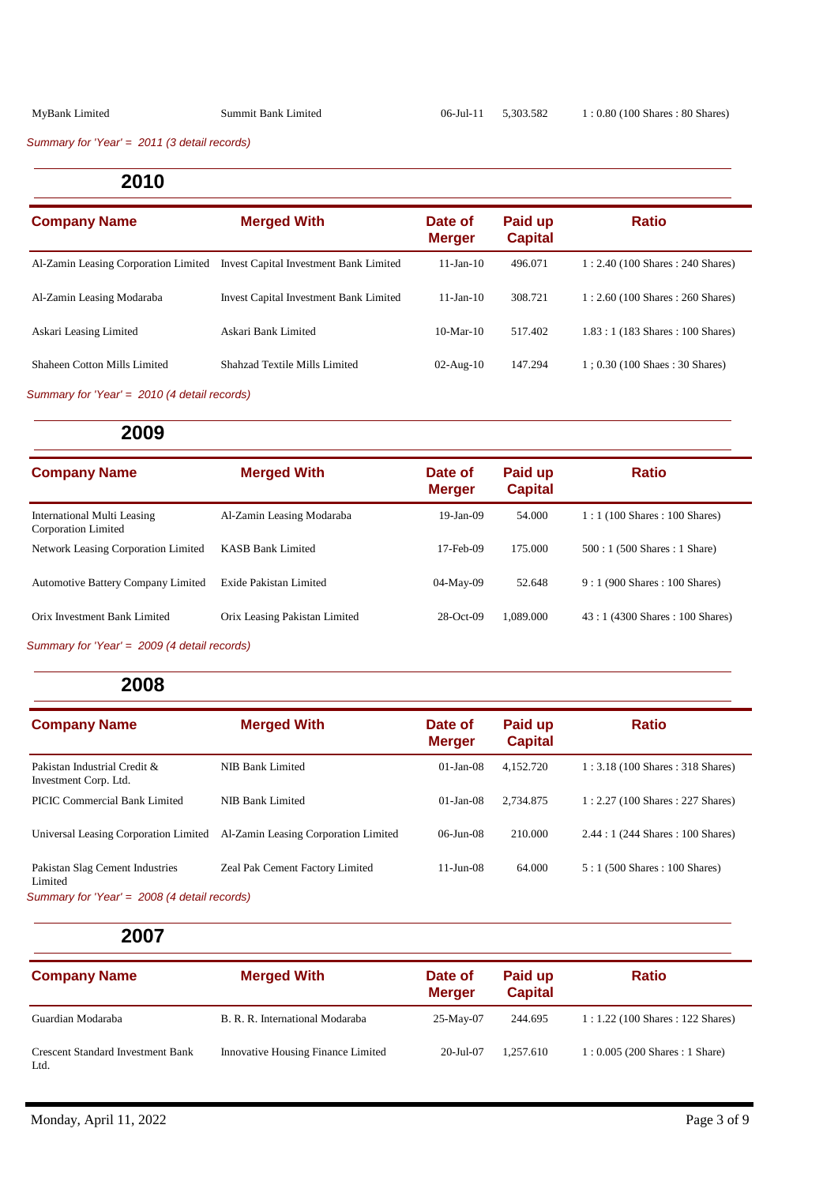| Company Name | Merged With | Date of Merger | Paid up Capital | Ratio |
|---|---|---|---|---|
| MyBank Limited | Summit Bank Limited | 06-Jul-11 | 5,303.582 | 1 : 0.80 (100 Shares : 80 Shares) |

*Summary for 'Year' = 2011 (3 detail records)*

## 2010

| Company Name | Merged With | Date of Merger | Paid up Capital | Ratio |
|---|---|---|---|---|
| Al-Zamin Leasing Corporation Limited | Invest Capital Investment Bank Limited | 11-Jan-10 | 496.071 | 1 : 2.40 (100 Shares : 240 Shares) |
| Al-Zamin Leasing Modaraba | Invest Capital Investment Bank Limited | 11-Jan-10 | 308.721 | 1 : 2.60 (100 Shares : 260 Shares) |
| Askari Leasing Limited | Askari Bank Limited | 10-Mar-10 | 517.402 | 1.83 : 1 (183 Shares : 100 Shares) |
| Shaheen Cotton Mills Limited | Shahzad Textile Mills Limited | 02-Aug-10 | 147.294 | 1 ; 0.30 (100 Shaes : 30 Shares) |

*Summary for 'Year' = 2010 (4 detail records)*

## 2009

| Company Name | Merged With | Date of Merger | Paid up Capital | Ratio |
|---|---|---|---|---|
| International Multi Leasing Corporation Limited | Al-Zamin Leasing Modaraba | 19-Jan-09 | 54.000 | 1 : 1 (100 Shares : 100 Shares) |
| Network Leasing Corporation Limited | KASB Bank Limited | 17-Feb-09 | 175.000 | 500 : 1 (500 Shares : 1 Share) |
| Automotive Battery Company Limited | Exide Pakistan Limited | 04-May-09 | 52.648 | 9 : 1 (900 Shares : 100 Shares) |
| Orix Investment Bank Limited | Orix Leasing Pakistan Limited | 28-Oct-09 | 1,089.000 | 43 : 1 (4300 Shares : 100 Shares) |

*Summary for 'Year' = 2009 (4 detail records)*

## 2008

| Company Name | Merged With | Date of Merger | Paid up Capital | Ratio |
|---|---|---|---|---|
| Pakistan Industrial Credit & Investment Corp. Ltd. | NIB Bank Limited | 01-Jan-08 | 4,152.720 | 1 : 3.18 (100 Shares : 318 Shares) |
| PICIC Commercial Bank Limited | NIB Bank Limited | 01-Jan-08 | 2,734.875 | 1 : 2.27 (100 Shares : 227 Shares) |
| Universal Leasing Corporation Limited | Al-Zamin Leasing Corporation Limited | 06-Jun-08 | 210.000 | 2.44 : 1 (244 Shares : 100 Shares) |
| Pakistan Slag Cement Industries Limited | Zeal Pak Cement Factory Limited | 11-Jun-08 | 64.000 | 5 : 1 (500 Shares : 100 Shares) |

*Summary for 'Year' = 2008 (4 detail records)*

## 2007

| Company Name | Merged With | Date of Merger | Paid up Capital | Ratio |
|---|---|---|---|---|
| Guardian Modaraba | B. R. R. International Modaraba | 25-May-07 | 244.695 | 1 : 1.22 (100 Shares : 122 Shares) |
| Crescent Standard Investment Bank Ltd. | Innovative Housing Finance Limited | 20-Jul-07 | 1,257.610 | 1 : 0.005 (200 Shares : 1 Share) |

Monday, April 11, 2022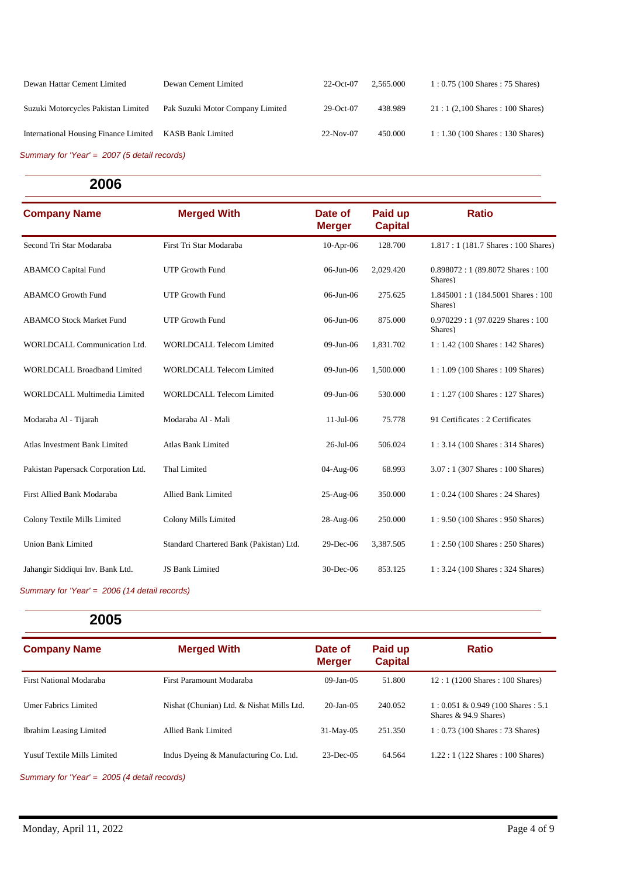| Company Name | Merged With | Date of Merger | Paid up Capital | Ratio |
|---|---|---|---|---|
| Dewan Hattar Cement Limited | Dewan Cement Limited | 22-Oct-07 | 2,565.000 | 1 : 0.75 (100 Shares : 75 Shares) |
| Suzuki Motorcycles Pakistan Limited | Pak Suzuki Motor Company Limited | 29-Oct-07 | 438.989 | 21 : 1 (2,100 Shares : 100 Shares) |
| International Housing Finance Limited | KASB Bank Limited | 22-Nov-07 | 450.000 | 1 : 1.30 (100 Shares : 130 Shares) |

*Summary for 'Year' = 2007 (5 detail records)*

## 2006

| Company Name | Merged With | Date of Merger | Paid up Capital | Ratio |
|---|---|---|---|---|
| Second Tri Star Modaraba | First Tri Star Modaraba | 10-Apr-06 | 128.700 | 1.817 : 1 (181.7 Shares : 100 Shares) |
| ABAMCO Capital Fund | UTP Growth Fund | 06-Jun-06 | 2,029.420 | 0.898072 : 1 (89.8072 Shares : 100 Shares) |
| ABAMCO Growth Fund | UTP Growth Fund | 06-Jun-06 | 275.625 | 1.845001 : 1 (184.5001 Shares : 100 Shares) |
| ABAMCO Stock Market Fund | UTP Growth Fund | 06-Jun-06 | 875.000 | 0.970229 : 1 (97.0229 Shares : 100 Shares) |
| WORLDCALL Communication Ltd. | WORLDCALL Telecom Limited | 09-Jun-06 | 1,831.702 | 1 : 1.42 (100 Shares : 142 Shares) |
| WORLDCALL Broadband Limited | WORLDCALL Telecom Limited | 09-Jun-06 | 1,500.000 | 1 : 1.09 (100 Shares : 109 Shares) |
| WORLDCALL Multimedia Limited | WORLDCALL Telecom Limited | 09-Jun-06 | 530.000 | 1 : 1.27 (100 Shares : 127 Shares) |
| Modaraba Al - Tijarah | Modaraba Al - Mali | 11-Jul-06 | 75.778 | 91 Certificates : 2 Certificates |
| Atlas Investment Bank Limited | Atlas Bank Limited | 26-Jul-06 | 506.024 | 1 : 3.14 (100 Shares : 314 Shares) |
| Pakistan Papersack Corporation Ltd. | Thal Limited | 04-Aug-06 | 68.993 | 3.07 : 1 (307 Shares : 100 Shares) |
| First Allied Bank Modaraba | Allied Bank Limited | 25-Aug-06 | 350.000 | 1 : 0.24 (100 Shares : 24 Shares) |
| Colony Textile Mills Limited | Colony Mills Limited | 28-Aug-06 | 250.000 | 1 : 9.50 (100 Shares : 950 Shares) |
| Union Bank Limited | Standard Chartered Bank (Pakistan) Ltd. | 29-Dec-06 | 3,387.505 | 1 : 2.50 (100 Shares : 250 Shares) |
| Jahangir Siddiqui Inv. Bank Ltd. | JS Bank Limited | 30-Dec-06 | 853.125 | 1 : 3.24 (100 Shares : 324 Shares) |

*Summary for 'Year' = 2006 (14 detail records)*

## 2005

| Company Name | Merged With | Date of Merger | Paid up Capital | Ratio |
|---|---|---|---|---|
| First National Modaraba | First Paramount Modaraba | 09-Jan-05 | 51.800 | 12 : 1 (1200 Shares : 100 Shares) |
| Umer Fabrics Limited | Nishat (Chunian) Ltd. & Nishat Mills Ltd. | 20-Jan-05 | 240.052 | 1 : 0.051 & 0.949 (100 Shares : 5.1 Shares & 94.9 Shares) |
| Ibrahim Leasing Limited | Allied Bank Limited | 31-May-05 | 251.350 | 1 : 0.73 (100 Shares : 73 Shares) |
| Yusuf Textile Mills Limited | Indus Dyeing & Manufacturing Co. Ltd. | 23-Dec-05 | 64.564 | 1.22 : 1 (122 Shares : 100 Shares) |

*Summary for 'Year' = 2005 (4 detail records)*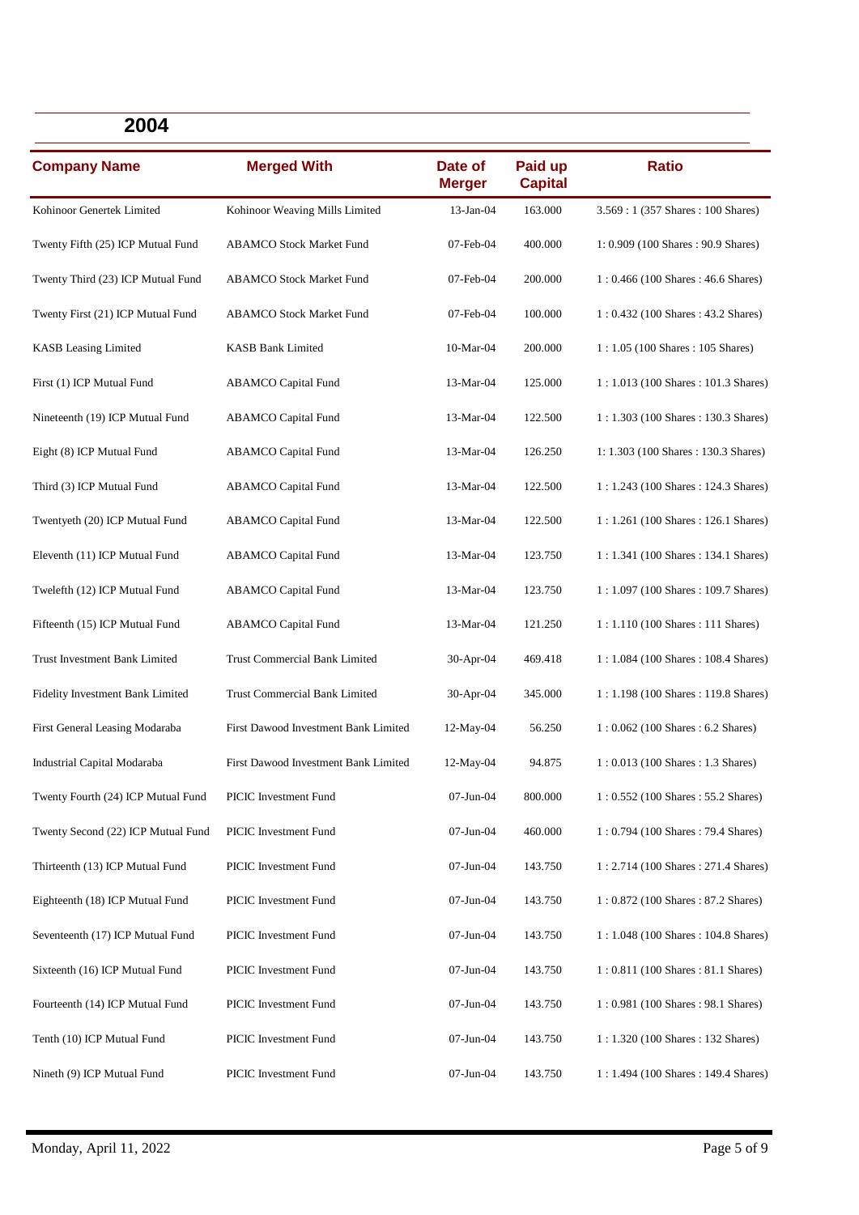## 2004

| Company Name | Merged With | Date of Merger | Paid up Capital | Ratio |
|---|---|---|---|---|
| Kohinoor Genertek Limited | Kohinoor Weaving Mills Limited | 13-Jan-04 | 163.000 | 3.569 : 1 (357 Shares : 100 Shares) |
| Twenty Fifth (25) ICP Mutual Fund | ABAMCO Stock Market Fund | 07-Feb-04 | 400.000 | 1: 0.909 (100 Shares : 90.9 Shares) |
| Twenty Third (23) ICP Mutual Fund | ABAMCO Stock Market Fund | 07-Feb-04 | 200.000 | 1 : 0.466 (100 Shares : 46.6 Shares) |
| Twenty First (21) ICP Mutual Fund | ABAMCO Stock Market Fund | 07-Feb-04 | 100.000 | 1 : 0.432 (100 Shares : 43.2 Shares) |
| KASB Leasing Limited | KASB Bank Limited | 10-Mar-04 | 200.000 | 1 : 1.05 (100 Shares : 105 Shares) |
| First (1) ICP Mutual Fund | ABAMCO Capital Fund | 13-Mar-04 | 125.000 | 1 : 1.013 (100 Shares : 101.3 Shares) |
| Nineteenth (19) ICP Mutual Fund | ABAMCO Capital Fund | 13-Mar-04 | 122.500 | 1 : 1.303 (100 Shares : 130.3 Shares) |
| Eight (8) ICP Mutual Fund | ABAMCO Capital Fund | 13-Mar-04 | 126.250 | 1: 1.303 (100 Shares : 130.3 Shares) |
| Third (3) ICP Mutual Fund | ABAMCO Capital Fund | 13-Mar-04 | 122.500 | 1 : 1.243 (100 Shares : 124.3 Shares) |
| Twentyeth (20) ICP Mutual Fund | ABAMCO Capital Fund | 13-Mar-04 | 122.500 | 1 : 1.261 (100 Shares : 126.1 Shares) |
| Eleventh (11) ICP Mutual Fund | ABAMCO Capital Fund | 13-Mar-04 | 123.750 | 1 : 1.341 (100 Shares : 134.1 Shares) |
| Twelefth (12) ICP Mutual Fund | ABAMCO Capital Fund | 13-Mar-04 | 123.750 | 1 : 1.097 (100 Shares : 109.7 Shares) |
| Fifteenth (15) ICP Mutual Fund | ABAMCO Capital Fund | 13-Mar-04 | 121.250 | 1 : 1.110 (100 Shares : 111 Shares) |
| Trust Investment Bank Limited | Trust Commercial Bank Limited | 30-Apr-04 | 469.418 | 1 : 1.084 (100 Shares : 108.4 Shares) |
| Fidelity Investment Bank Limited | Trust Commercial Bank Limited | 30-Apr-04 | 345.000 | 1 : 1.198 (100 Shares : 119.8 Shares) |
| First General Leasing Modaraba | First Dawood Investment Bank Limited | 12-May-04 | 56.250 | 1 : 0.062 (100 Shares : 6.2 Shares) |
| Industrial Capital Modaraba | First Dawood Investment Bank Limited | 12-May-04 | 94.875 | 1 : 0.013 (100 Shares : 1.3 Shares) |
| Twenty Fourth (24) ICP Mutual Fund | PICIC Investment Fund | 07-Jun-04 | 800.000 | 1 : 0.552 (100 Shares : 55.2 Shares) |
| Twenty Second (22) ICP Mutual Fund | PICIC Investment Fund | 07-Jun-04 | 460.000 | 1 : 0.794 (100 Shares : 79.4 Shares) |
| Thirteenth (13) ICP Mutual Fund | PICIC Investment Fund | 07-Jun-04 | 143.750 | 1 : 2.714 (100 Shares : 271.4 Shares) |
| Eighteenth (18) ICP Mutual Fund | PICIC Investment Fund | 07-Jun-04 | 143.750 | 1 : 0.872 (100 Shares : 87.2 Shares) |
| Seventeenth (17) ICP Mutual Fund | PICIC Investment Fund | 07-Jun-04 | 143.750 | 1 : 1.048 (100 Shares : 104.8 Shares) |
| Sixteenth (16) ICP Mutual Fund | PICIC Investment Fund | 07-Jun-04 | 143.750 | 1 : 0.811 (100 Shares : 81.1 Shares) |
| Fourteenth (14) ICP Mutual Fund | PICIC Investment Fund | 07-Jun-04 | 143.750 | 1 : 0.981 (100 Shares : 98.1 Shares) |
| Tenth (10) ICP Mutual Fund | PICIC Investment Fund | 07-Jun-04 | 143.750 | 1 : 1.320 (100 Shares : 132 Shares) |
| Nineth (9) ICP Mutual Fund | PICIC Investment Fund | 07-Jun-04 | 143.750 | 1 : 1.494 (100 Shares : 149.4 Shares) |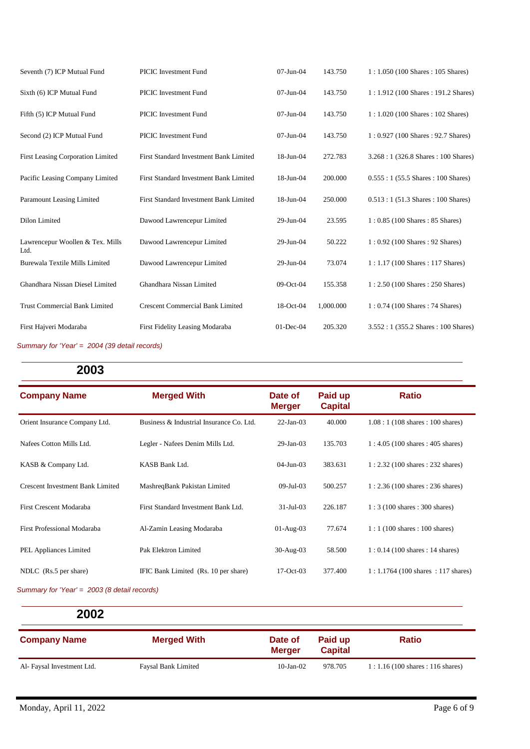| | | | | |
|---|---|---|---|---|
| Seventh (7) ICP Mutual Fund | PICIC Investment Fund | 07-Jun-04 | 143.750 | 1 : 1.050 (100 Shares : 105 Shares) |
| Sixth (6) ICP Mutual Fund | PICIC Investment Fund | 07-Jun-04 | 143.750 | 1 : 1.912 (100 Shares : 191.2 Shares) |
| Fifth (5) ICP Mutual Fund | PICIC Investment Fund | 07-Jun-04 | 143.750 | 1 : 1.020 (100 Shares : 102 Shares) |
| Second (2) ICP Mutual Fund | PICIC Investment Fund | 07-Jun-04 | 143.750 | 1 : 0.927 (100 Shares : 92.7 Shares) |
| First Leasing Corporation Limited | First Standard Investment Bank Limited | 18-Jun-04 | 272.783 | 3.268 : 1 (326.8 Shares : 100 Shares) |
| Pacific Leasing Company Limited | First Standard Investment Bank Limited | 18-Jun-04 | 200.000 | 0.555 : 1 (55.5 Shares : 100 Shares) |
| Paramount Leasing Limited | First Standard Investment Bank Limited | 18-Jun-04 | 250.000 | 0.513 : 1 (51.3 Shares : 100 Shares) |
| Dilon Limited | Dawood Lawrencepur Limited | 29-Jun-04 | 23.595 | 1 : 0.85 (100 Shares : 85 Shares) |
| Lawrencepur Woollen & Tex. Mills Ltd. | Dawood Lawrencepur Limited | 29-Jun-04 | 50.222 | 1 : 0.92 (100 Shares : 92 Shares) |
| Burewala Textile Mills Limited | Dawood Lawrencepur Limited | 29-Jun-04 | 73.074 | 1 : 1.17 (100 Shares : 117 Shares) |
| Ghandhara Nissan Diesel Limited | Ghandhara Nissan Limited | 09-Oct-04 | 155.358 | 1 : 2.50 (100 Shares : 250 Shares) |
| Trust Commercial Bank Limited | Crescent Commercial Bank Limited | 18-Oct-04 | 1,000.000 | 1 : 0.74 (100 Shares : 74 Shares) |
| First Hajveri Modaraba | First Fidelity Leasing Modaraba | 01-Dec-04 | 205.320 | 3.552 : 1 (355.2 Shares : 100 Shares) |

*Summary for 'Year' = 2004 (39 detail records)*

## 2003

| Company Name | Merged With | Date of Merger | Paid up Capital | Ratio |
|---|---|---|---|---|
| Orient Insurance Company Ltd. | Business & Industrial Insurance Co. Ltd. | 22-Jan-03 | 40.000 | 1.08 : 1 (108 shares : 100 shares) |
| Nafees Cotton Mills Ltd. | Legler - Nafees Denim Mills Ltd. | 29-Jan-03 | 135.703 | 1 : 4.05 (100 shares : 405 shares) |
| KASB & Company Ltd. | KASB Bank Ltd. | 04-Jun-03 | 383.631 | 1 : 2.32 (100 shares : 232 shares) |
| Crescent Investment Bank Limited | MashreqBank Pakistan Limited | 09-Jul-03 | 500.257 | 1 : 2.36 (100 shares : 236 shares) |
| First Crescent Modaraba | First Standard Investment Bank Ltd. | 31-Jul-03 | 226.187 | 1 : 3 (100 shares : 300 shares) |
| First Professional Modaraba | Al-Zamin Leasing Modaraba | 01-Aug-03 | 77.674 | 1 : 1 (100 shares : 100 shares) |
| PEL Appliances Limited | Pak Elektron Limited | 30-Aug-03 | 58.500 | 1 : 0.14 (100 shares : 14 shares) |
| NDLC (Rs.5 per share) | IFIC Bank Limited (Rs. 10 per share) | 17-Oct-03 | 377.400 | 1 : 1.1764 (100 shares : 117 shares) |

*Summary for 'Year' = 2003 (8 detail records)*

## 2002

| Company Name | Merged With | Date of Merger | Paid up Capital | Ratio |
|---|---|---|---|---|
| Al- Faysal Investment Ltd. | Faysal Bank Limited | 10-Jan-02 | 978.705 | 1 : 1.16 (100 shares : 116 shares) |

Monday, April 11, 2022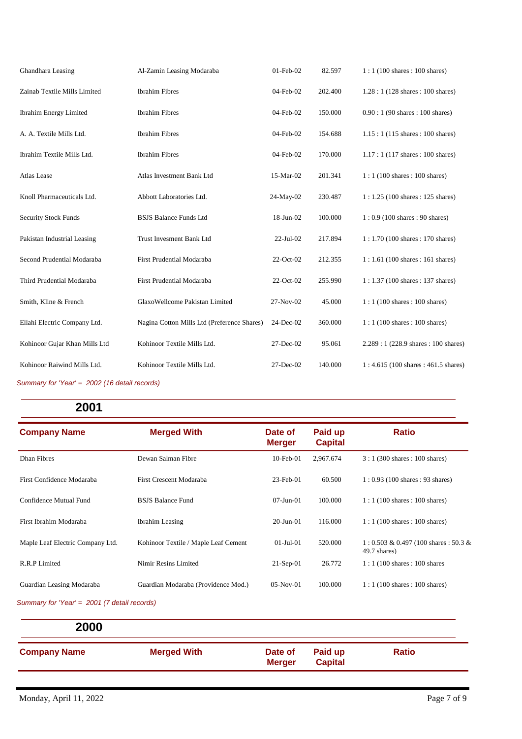| | | | | |
|---|---|---|---|---|
| Ghandhara Leasing | Al-Zamin Leasing Modaraba | 01-Feb-02 | 82.597 | 1 : 1 (100 shares : 100 shares) |
| Zainab Textile Mills Limited | Ibrahim Fibres | 04-Feb-02 | 202.400 | 1.28 : 1 (128 shares : 100 shares) |
| Ibrahim Energy Limited | Ibrahim Fibres | 04-Feb-02 | 150.000 | 0.90 : 1 (90 shares : 100 shares) |
| A. A. Textile Mills Ltd. | Ibrahim Fibres | 04-Feb-02 | 154.688 | 1.15 : 1 (115 shares : 100 shares) |
| Ibrahim Textile Mills Ltd. | Ibrahim Fibres | 04-Feb-02 | 170.000 | 1.17 : 1 (117 shares : 100 shares) |
| Atlas Lease | Atlas Investment Bank Ltd | 15-Mar-02 | 201.341 | 1 : 1 (100 shares : 100 shares) |
| Knoll Pharmaceuticals Ltd. | Abbott Laboratories Ltd. | 24-May-02 | 230.487 | 1 : 1.25 (100 shares : 125 shares) |
| Security Stock Funds | BSJS Balance Funds Ltd | 18-Jun-02 | 100.000 | 1 : 0.9 (100 shares : 90 shares) |
| Pakistan Industrial Leasing | Trust Invesment Bank Ltd | 22-Jul-02 | 217.894 | 1 : 1.70 (100 shares : 170 shares) |
| Second Prudential Modaraba | First Prudential Modaraba | 22-Oct-02 | 212.355 | 1 : 1.61 (100 shares : 161 shares) |
| Third Prudential Modaraba | First Prudential Modaraba | 22-Oct-02 | 255.990 | 1 : 1.37 (100 shares : 137 shares) |
| Smith, Kline & French | GlaxoWellcome Pakistan Limited | 27-Nov-02 | 45.000 | 1 : 1 (100 shares : 100 shares) |
| Ellahi Electric Company Ltd. | Nagina Cotton Mills Ltd (Preference Shares) | 24-Dec-02 | 360.000 | 1 : 1 (100 shares : 100 shares) |
| Kohinoor Gujar Khan Mills Ltd | Kohinoor Textile Mills Ltd. | 27-Dec-02 | 95.061 | 2.289 : 1 (228.9 shares : 100 shares) |
| Kohinoor Raiwind Mills Ltd. | Kohinoor Textile Mills Ltd. | 27-Dec-02 | 140.000 | 1 : 4.615 (100 shares : 461.5 shares) |

*Summary for 'Year' = 2002 (16 detail records)*

## 2001

| Company Name | Merged With | Date of Merger | Paid up Capital | Ratio |
|---|---|---|---|---|
| Dhan Fibres | Dewan Salman Fibre | 10-Feb-01 | 2,967.674 | 3 : 1 (300 shares : 100 shares) |
| First Confidence Modaraba | First Crescent Modaraba | 23-Feb-01 | 60.500 | 1 : 0.93 (100 shares : 93 shares) |
| Confidence Mutual Fund | BSJS Balance Fund | 07-Jun-01 | 100.000 | 1 : 1 (100 shares : 100 shares) |
| First Ibrahim Modaraba | Ibrahim Leasing | 20-Jun-01 | 116.000 | 1 : 1 (100 shares : 100 shares) |
| Maple Leaf Electric Company Ltd. | Kohinoor Textile / Maple Leaf Cement | 01-Jul-01 | 520.000 | 1 : 0.503 & 0.497 (100 shares : 50.3 & 49.7 shares) |
| R.R.P Limited | Nimir Resins Limited | 21-Sep-01 | 26.772 | 1 : 1 (100 shares : 100 shares |
| Guardian Leasing Modaraba | Guardian Modaraba (Providence Mod.) | 05-Nov-01 | 100.000 | 1 : 1 (100 shares : 100 shares) |

*Summary for 'Year' = 2001 (7 detail records)*

## 2000

| Company Name | Merged With | Date of Merger | Paid up Capital | Ratio |
|---|---|---|---|---|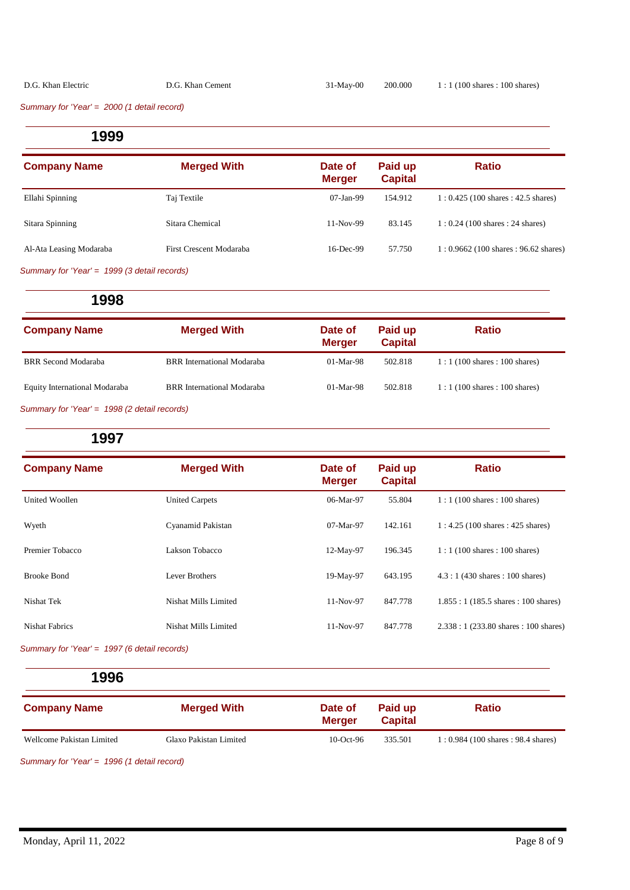| | | | | |
|---|---|---|---|---|
| D.G. Khan Electric | D.G. Khan Cement | 31-May-00 | 200.000 | 1 : 1 (100 shares : 100 shares) |

*Summary for 'Year' = 2000 (1 detail record)*

## 1999

| Company Name | Merged With | Date of Merger | Paid up Capital | Ratio |
|---|---|---|---|---|
| Ellahi Spinning | Taj Textile | 07-Jan-99 | 154.912 | 1 : 0.425 (100 shares : 42.5 shares) |
| Sitara Spinning | Sitara Chemical | 11-Nov-99 | 83.145 | 1 : 0.24 (100 shares : 24 shares) |
| Al-Ata Leasing Modaraba | First Crescent Modaraba | 16-Dec-99 | 57.750 | 1 : 0.9662 (100 shares : 96.62 shares) |

*Summary for 'Year' = 1999 (3 detail records)*

## 1998

| Company Name | Merged With | Date of Merger | Paid up Capital | Ratio |
|---|---|---|---|---|
| BRR Second Modaraba | BRR International Modaraba | 01-Mar-98 | 502.818 | 1 : 1 (100 shares : 100 shares) |
| Equity International Modaraba | BRR International Modaraba | 01-Mar-98 | 502.818 | 1 : 1 (100 shares : 100 shares) |

*Summary for 'Year' = 1998 (2 detail records)*

## 1997

| Company Name | Merged With | Date of Merger | Paid up Capital | Ratio |
|---|---|---|---|---|
| United Woollen | United Carpets | 06-Mar-97 | 55.804 | 1 : 1 (100 shares : 100 shares) |
| Wyeth | Cyanamid Pakistan | 07-Mar-97 | 142.161 | 1 : 4.25 (100 shares : 425 shares) |
| Premier Tobacco | Lakson Tobacco | 12-May-97 | 196.345 | 1 : 1 (100 shares : 100 shares) |
| Brooke Bond | Lever Brothers | 19-May-97 | 643.195 | 4.3 : 1 (430 shares : 100 shares) |
| Nishat Tek | Nishat Mills Limited | 11-Nov-97 | 847.778 | 1.855 : 1 (185.5 shares : 100 shares) |
| Nishat Fabrics | Nishat Mills Limited | 11-Nov-97 | 847.778 | 2.338 : 1 (233.80 shares : 100 shares) |

*Summary for 'Year' = 1997 (6 detail records)*

## 1996

| Company Name | Merged With | Date of Merger | Paid up Capital | Ratio |
|---|---|---|---|---|
| Wellcome Pakistan Limited | Glaxo Pakistan Limited | 10-Oct-96 | 335.501 | 1 : 0.984 (100 shares : 98.4 shares) |

*Summary for 'Year' = 1996 (1 detail record)*

Monday, April 11, 2022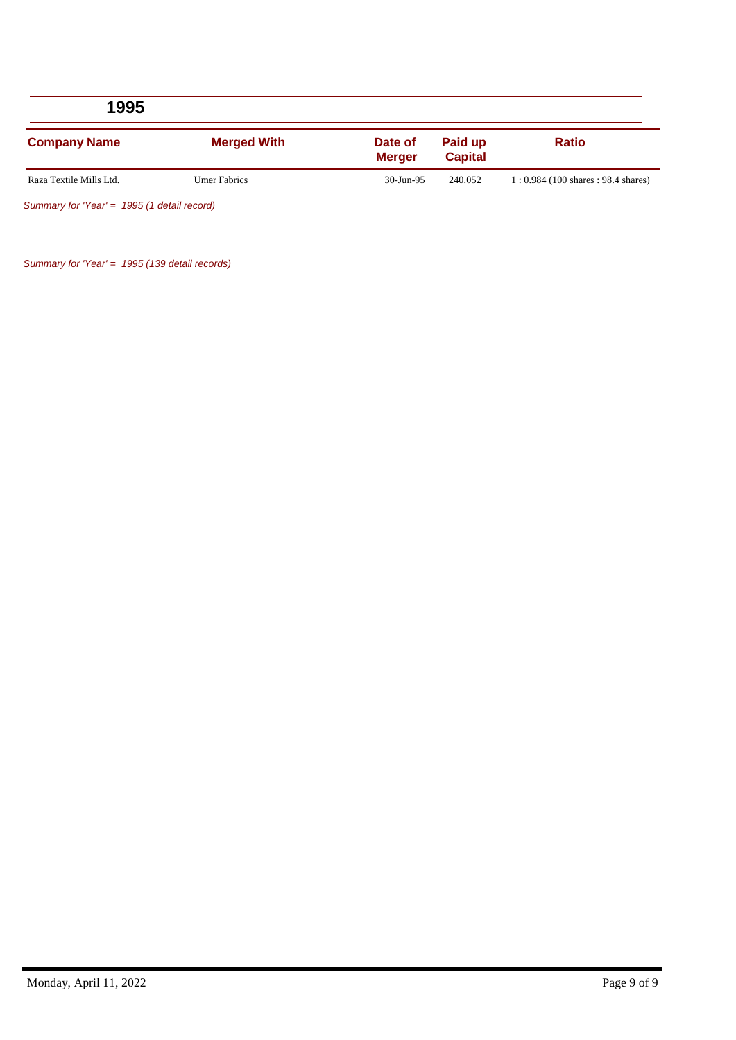## 1995

| Company Name | Merged With | Date of Merger | Paid up Capital | Ratio |
|---|---|---|---|---|
| Raza Textile Mills Ltd. | Umer Fabrics | 30-Jun-95 | 240.052 | 1 : 0.984 (100 shares : 98.4 shares) |

*Summary for 'Year' = 1995 (1 detail record)*

*Summary for 'Year' = 1995 (139 detail records)*